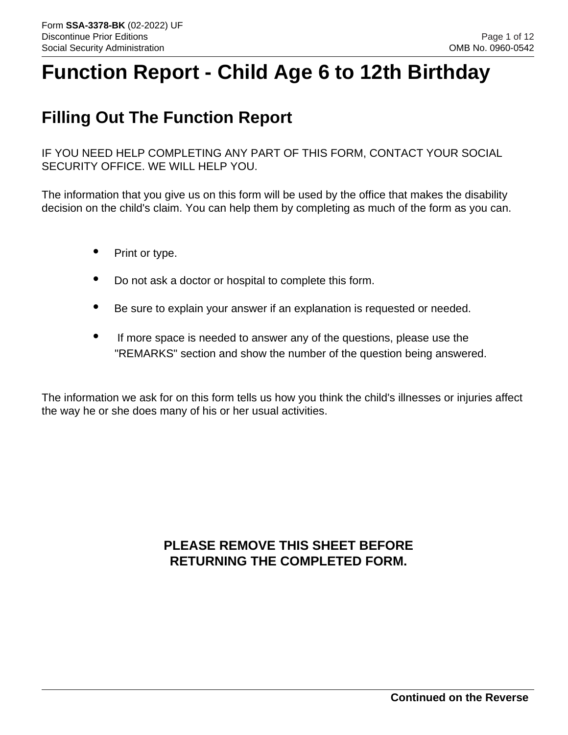# Function Report - Child Age 6 to 12th Birthday

## Filling Out The Function Report

IF YOU NEED HELP COMPLETING ANY PART OF THIS FORM, CONTACT YOUR SOCIAL SECURITY OFFICE. WE WILL HELP YOU.

The information that you give us on this form will be used by the office that makes the disability decision on the child's claim. You can help them by completing as much of the form as you can.

- Print or type.
- Do not ask a doctor or hospital to complete this form.
- Be sure to explain your answer if an explanation is requested or needed.
- If more space is needed to answer any of the questions, please use the "REMARKS" section and show the number of the question being answered.

The information we ask for on this form tells us how you think the child's illnesses or injuries affect the way he or she does many of his or her usual activities.

**PLEASE REMOVE THIS SHEET BEFORE RETURNING THE COMPLETED FORM.**

**Continued on the Reverse**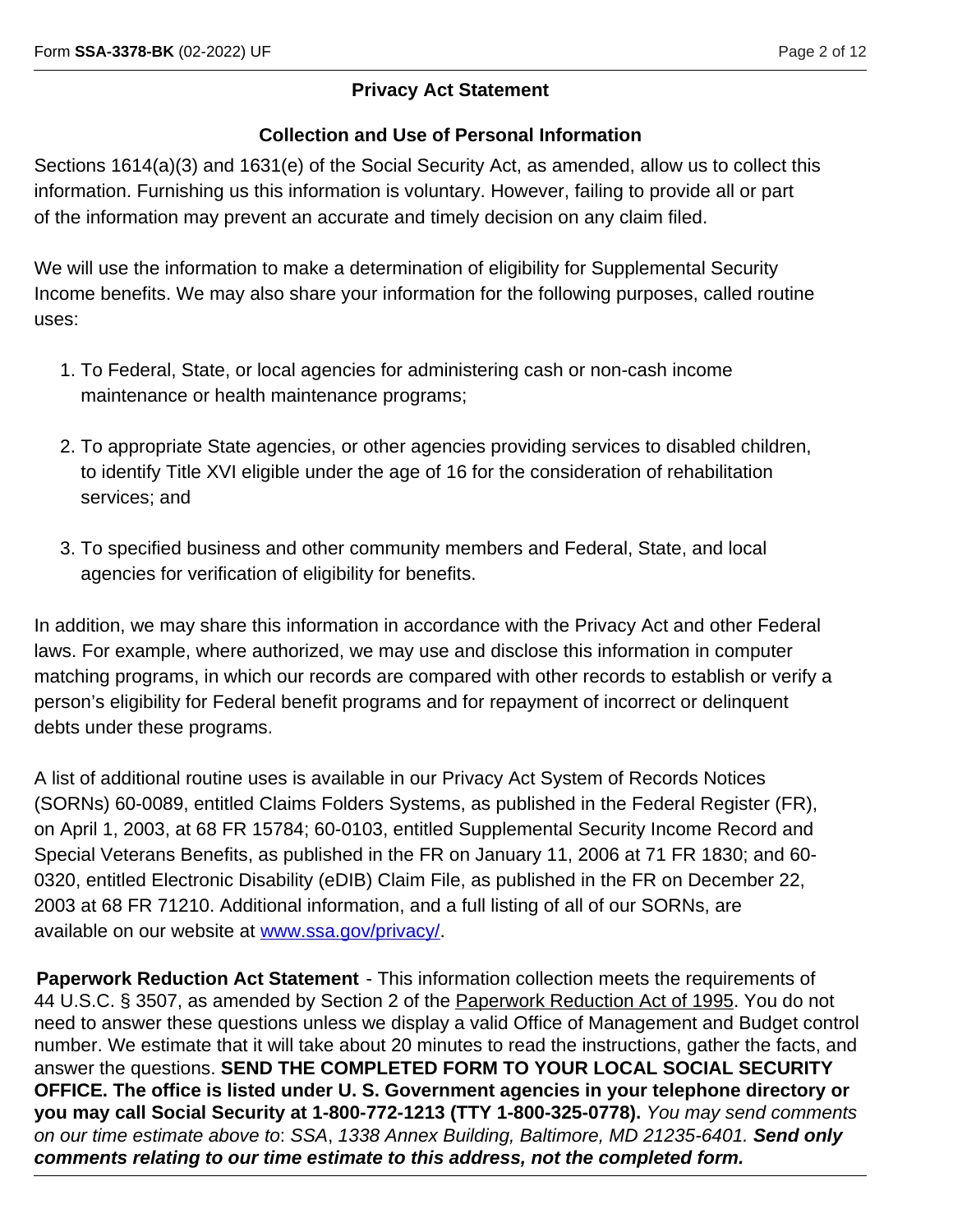## Privacy Act Statement

### Collection and Use of Personal Information

Sections 1614(a)(3) and 1631(e) of the Social Security Act, as amended, allow us to collect this information. Furnishing us this information is voluntary. However, failing to provide all or part of the information may prevent an accurate and timely decision on any claim filed.

We will use the information to make a determination of eligibility for Supplemental Security Income benefits. We may also share your information for the following purposes, called routine uses:

1. To Federal, State, or local agencies for administering cash or non-cash income maintenance or health maintenance programs;
2. To appropriate State agencies, or other agencies providing services to disabled children, to identify Title XVI eligible under the age of 16 for the consideration of rehabilitation services; and
3. To specified business and other community members and Federal, State, and local agencies for verification of eligibility for benefits.

In addition, we may share this information in accordance with the Privacy Act and other Federal laws. For example, where authorized, we may use and disclose this information in computer matching programs, in which our records are compared with other records to establish or verify a person's eligibility for Federal benefit programs and for repayment of incorrect or delinquent debts under these programs.

A list of additional routine uses is available in our Privacy Act System of Records Notices (SORNs) 60-0089, entitled Claims Folders Systems, as published in the Federal Register (FR), on April 1, 2003, at 68 FR 15784; 60-0103, entitled Supplemental Security Income Record and Special Veterans Benefits, as published in the FR on January 11, 2006 at 71 FR 1830; and 60-0320, entitled Electronic Disability (eDIB) Claim File, as published in the FR on December 22, 2003 at 68 FR 71210. Additional information, and a full listing of all of our SORNs, are available on our website at [www.ssa.gov/privacy/](www.ssa.gov/privacy/).

**Paperwork Reduction Act Statement** - This information collection meets the requirements of 44 U.S.C. § 3507, as amended by Section 2 of the Paperwork Reduction Act of 1995. You do not need to answer these questions unless we display a valid Office of Management and Budget control number. We estimate that it will take about 20 minutes to read the instructions, gather the facts, and answer the questions. **SEND THE COMPLETED FORM TO YOUR LOCAL SOCIAL SECURITY OFFICE. The office is listed under U. S. Government agencies in your telephone directory or you may call Social Security at 1-800-772-1213 (TTY 1-800-325-0778).** *You may send comments on our time estimate above to: SSA, 1338 Annex Building, Baltimore, MD 21235-6401.* ***Send only comments relating to our time estimate to this address, not the completed form.***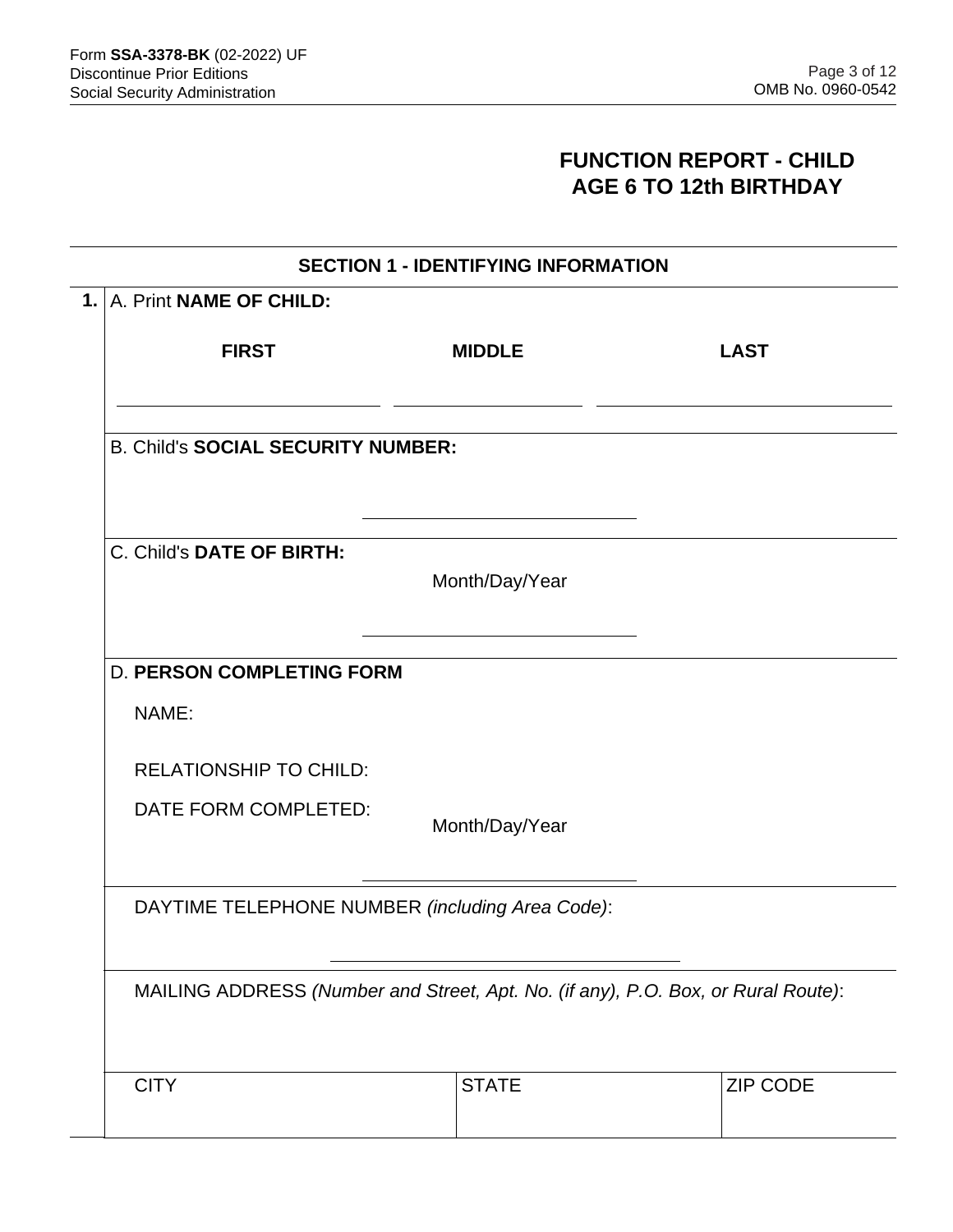# FUNCTION REPORT - CHILD
# AGE 6 TO 12th BIRTHDAY

## SECTION 1 - IDENTIFYING INFORMATION

**1.** A. Print **NAME OF CHILD:**

| **FIRST** | **MIDDLE** | **LAST** |
|---|---|---|
| | | |

B. Child's **SOCIAL SECURITY NUMBER:**

\_\_\_\_\_\_\_\_\_\_\_\_\_\_\_\_\_\_\_\_\_\_\_\_\_\_\_\_

C. Child's **DATE OF BIRTH:**

Month/Day/Year

\_\_\_\_\_\_\_\_\_\_\_\_\_\_\_\_\_\_\_\_\_\_\_\_\_\_\_\_

D. **PERSON COMPLETING FORM**

NAME:

RELATIONSHIP TO CHILD:

DATE FORM COMPLETED:

Month/Day/Year

\_\_\_\_\_\_\_\_\_\_\_\_\_\_\_\_\_\_\_\_\_\_\_\_\_\_\_\_

DAYTIME TELEPHONE NUMBER *(including Area Code)*:

\_\_\_\_\_\_\_\_\_\_\_\_\_\_\_\_\_\_\_\_\_\_\_\_\_\_\_\_

MAILING ADDRESS *(Number and Street, Apt. No. (if any), P.O. Box, or Rural Route)*:

| CITY | STATE | ZIP CODE |
|---|---|---|
| | | |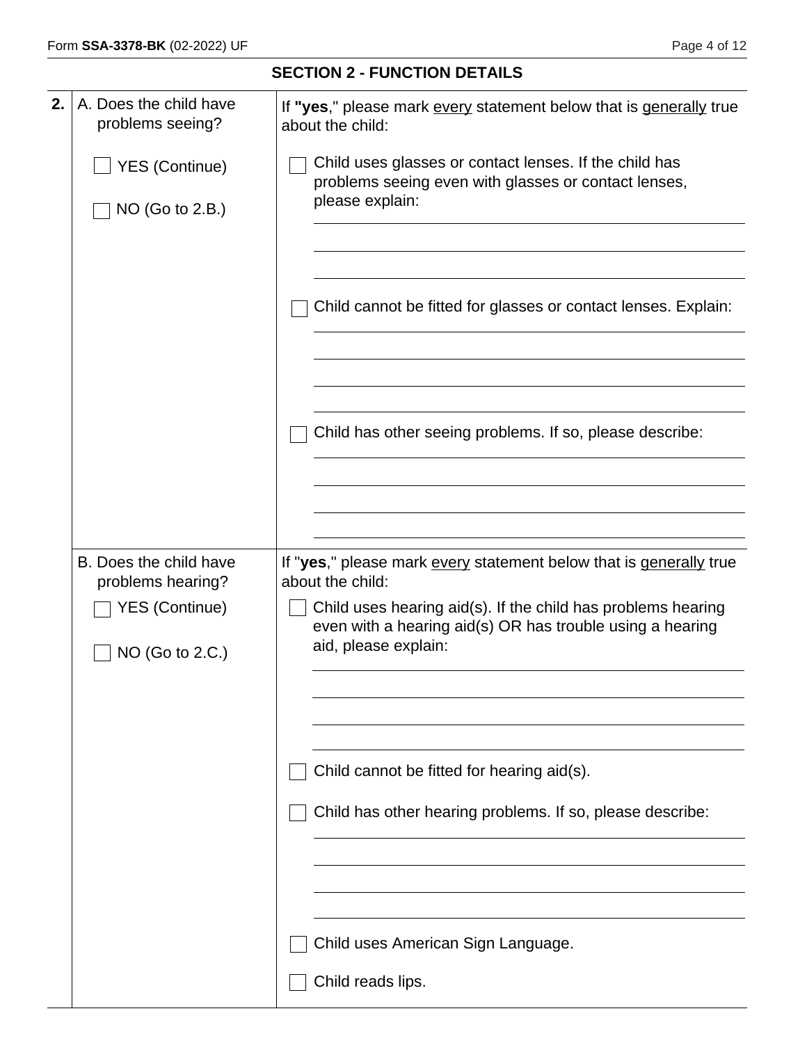## SECTION 2 - FUNCTION DETAILS

**2.**

A. Does the child have problems seeing?

- ☐ YES (Continue)
- ☐ NO (Go to 2.B.)

If **"yes**," please mark <u>every</u> statement below that is <u>generally</u> true about the child:

- ☐ Child uses glasses or contact lenses. If the child has problems seeing even with glasses or contact lenses, please explain:

  ______________________________________________

  ______________________________________________

  ______________________________________________

- ☐ Child cannot be fitted for glasses or contact lenses. Explain:

  ______________________________________________

  ______________________________________________

  ______________________________________________

  ______________________________________________

- ☐ Child has other seeing problems. If so, please describe:

  ______________________________________________

  ______________________________________________

  ______________________________________________

  ______________________________________________

B. Does the child have problems hearing?

- ☐ YES (Continue)
- ☐ NO (Go to 2.C.)

If "**yes**," please mark <u>every</u> statement below that is <u>generally</u> true about the child:

- ☐ Child uses hearing aid(s). If the child has problems hearing even with a hearing aid(s) OR has trouble using a hearing aid, please explain:

  ______________________________________________

  ______________________________________________

  ______________________________________________

  ______________________________________________

- ☐ Child cannot be fitted for hearing aid(s).

- ☐ Child has other hearing problems. If so, please describe:

  ______________________________________________

  ______________________________________________

  ______________________________________________

  ______________________________________________

- ☐ Child uses American Sign Language.

- ☐ Child reads lips.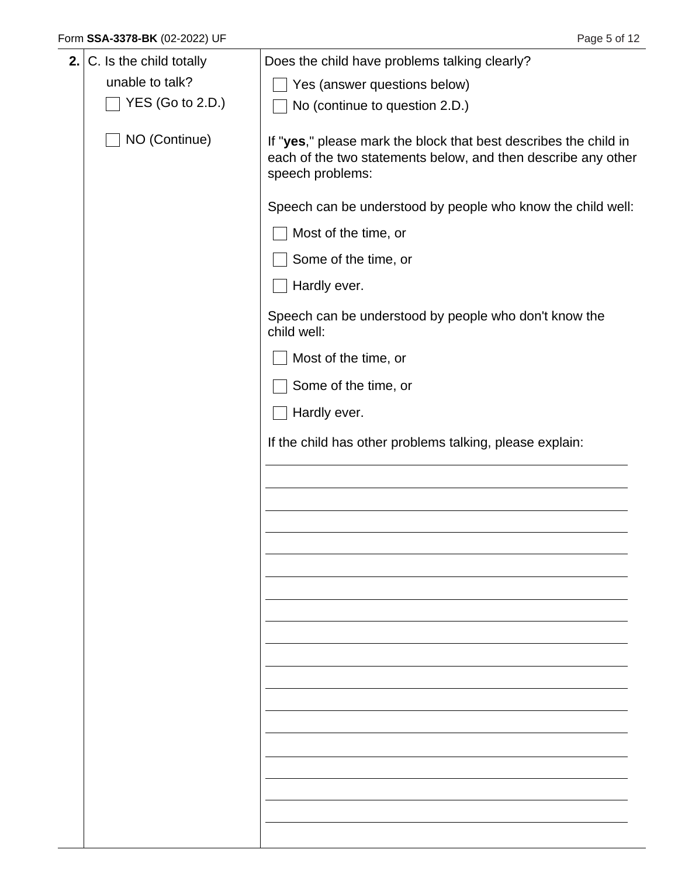| 2. | C. Is the child totally unable to talk? | Does the child have problems talking clearly? |
|---|---|---|
| | ☐ YES (Go to 2.D.) | ☐ Yes (answer questions below) |
| | ☐ NO (Continue) | ☐ No (continue to question 2.D.) |
| | | If "**yes**," please mark the block that best describes the child in each of the two statements below, and then describe any other speech problems: |
| | | Speech can be understood by people who know the child well: |
| | | ☐ Most of the time, or |
| | | ☐ Some of the time, or |
| | | ☐ Hardly ever. |
| | | Speech can be understood by people who don't know the child well: |
| | | ☐ Most of the time, or |
| | | ☐ Some of the time, or |
| | | ☐ Hardly ever. |
| | | If the child has other problems talking, please explain: |
| | | ________________________________________ |
| | | ________________________________________ |
| | | ________________________________________ |
| | | ________________________________________ |
| | | ________________________________________ |
| | | ________________________________________ |
| | | ________________________________________ |
| | | ________________________________________ |
| | | ________________________________________ |
| | | ________________________________________ |
| | | ________________________________________ |
| | | ________________________________________ |
| | | ________________________________________ |
| | | ________________________________________ |
| | | ________________________________________ |
| | | ________________________________________ |
| | | ________________________________________ |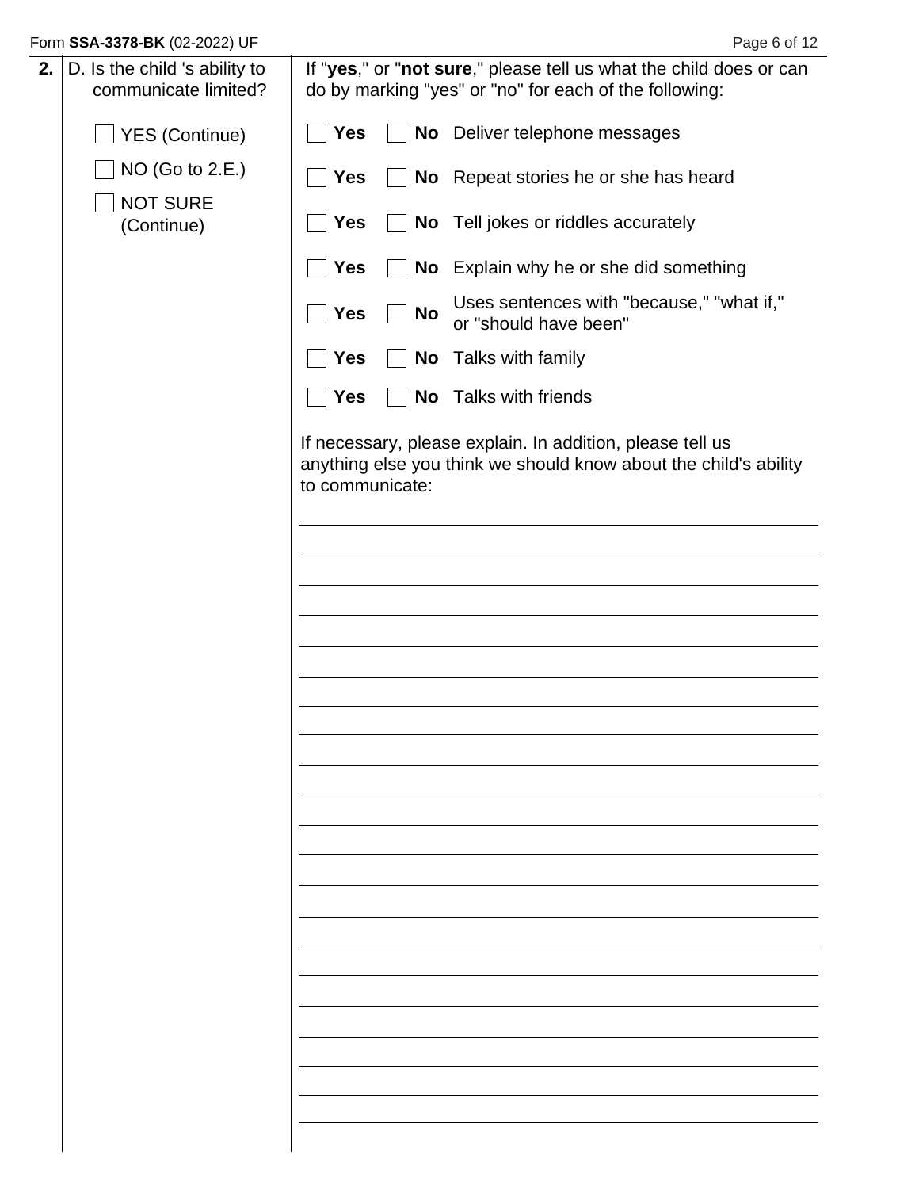| **2.** | D. Is the child 's ability to communicate limited? | If "**yes**," or "**not sure**," please tell us what the child does or can do by marking "yes" or "no" for each of the following: |
|---|---|---|
| | ☐ YES (Continue) | ☐ **Yes** ☐ **No** Deliver telephone messages |
| | ☐ NO (Go to 2.E.) | ☐ **Yes** ☐ **No** Repeat stories he or she has heard |
| | ☐ NOT SURE (Continue) | ☐ **Yes** ☐ **No** Tell jokes or riddles accurately |
| | | ☐ **Yes** ☐ **No** Explain why he or she did something |
| | | ☐ **Yes** ☐ **No** Uses sentences with "because," "what if," or "should have been" |
| | | ☐ **Yes** ☐ **No** Talks with family |
| | | ☐ **Yes** ☐ **No** Talks with friends |

If necessary, please explain. In addition, please tell us anything else you think we should know about the child's ability to communicate:

______________________________________________________________________

______________________________________________________________________

______________________________________________________________________

______________________________________________________________________

______________________________________________________________________

______________________________________________________________________

______________________________________________________________________

______________________________________________________________________

______________________________________________________________________

______________________________________________________________________

______________________________________________________________________

______________________________________________________________________

______________________________________________________________________

______________________________________________________________________

______________________________________________________________________

______________________________________________________________________

______________________________________________________________________

______________________________________________________________________

______________________________________________________________________

______________________________________________________________________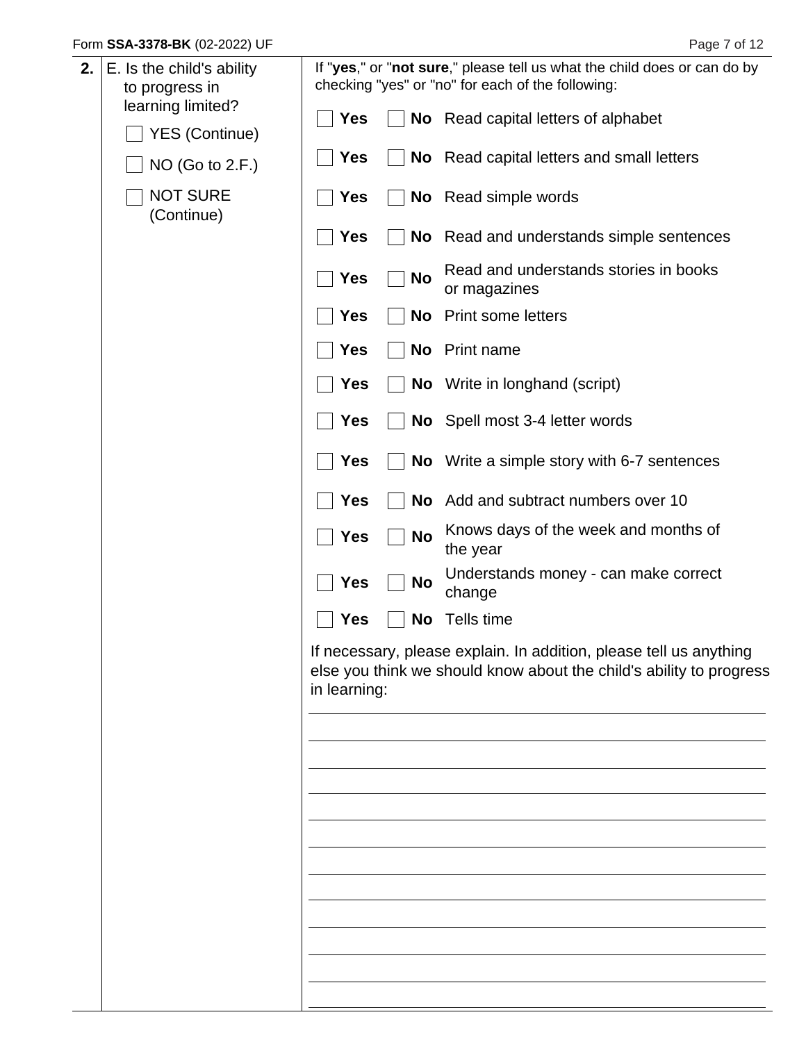**2.** E. Is the child's ability to progress in learning limited?

- ☐ YES (Continue)
- ☐ NO (Go to 2.F.)
- ☐ NOT SURE (Continue)

If "**yes**," or "**not sure**," please tell us what the child does or can do by checking "yes" or "no" for each of the following:

| Yes | No | |
|---|---|---|
| ☐ **Yes** | ☐ **No** | Read capital letters of alphabet |
| ☐ **Yes** | ☐ **No** | Read capital letters and small letters |
| ☐ **Yes** | ☐ **No** | Read simple words |
| ☐ **Yes** | ☐ **No** | Read and understands simple sentences |
| ☐ **Yes** | ☐ **No** | Read and understands stories in books or magazines |
| ☐ **Yes** | ☐ **No** | Print some letters |
| ☐ **Yes** | ☐ **No** | Print name |
| ☐ **Yes** | ☐ **No** | Write in longhand (script) |
| ☐ **Yes** | ☐ **No** | Spell most 3-4 letter words |
| ☐ **Yes** | ☐ **No** | Write a simple story with 6-7 sentences |
| ☐ **Yes** | ☐ **No** | Add and subtract numbers over 10 |
| ☐ **Yes** | ☐ **No** | Knows days of the week and months of the year |
| ☐ **Yes** | ☐ **No** | Understands money - can make correct change |
| ☐ **Yes** | ☐ **No** | Tells time |

If necessary, please explain. In addition, please tell us anything else you think we should know about the child's ability to progress in learning:

_______________________________________________

_______________________________________________

_______________________________________________

_______________________________________________

_______________________________________________

_______________________________________________

_______________________________________________

_______________________________________________

_______________________________________________

_______________________________________________

_______________________________________________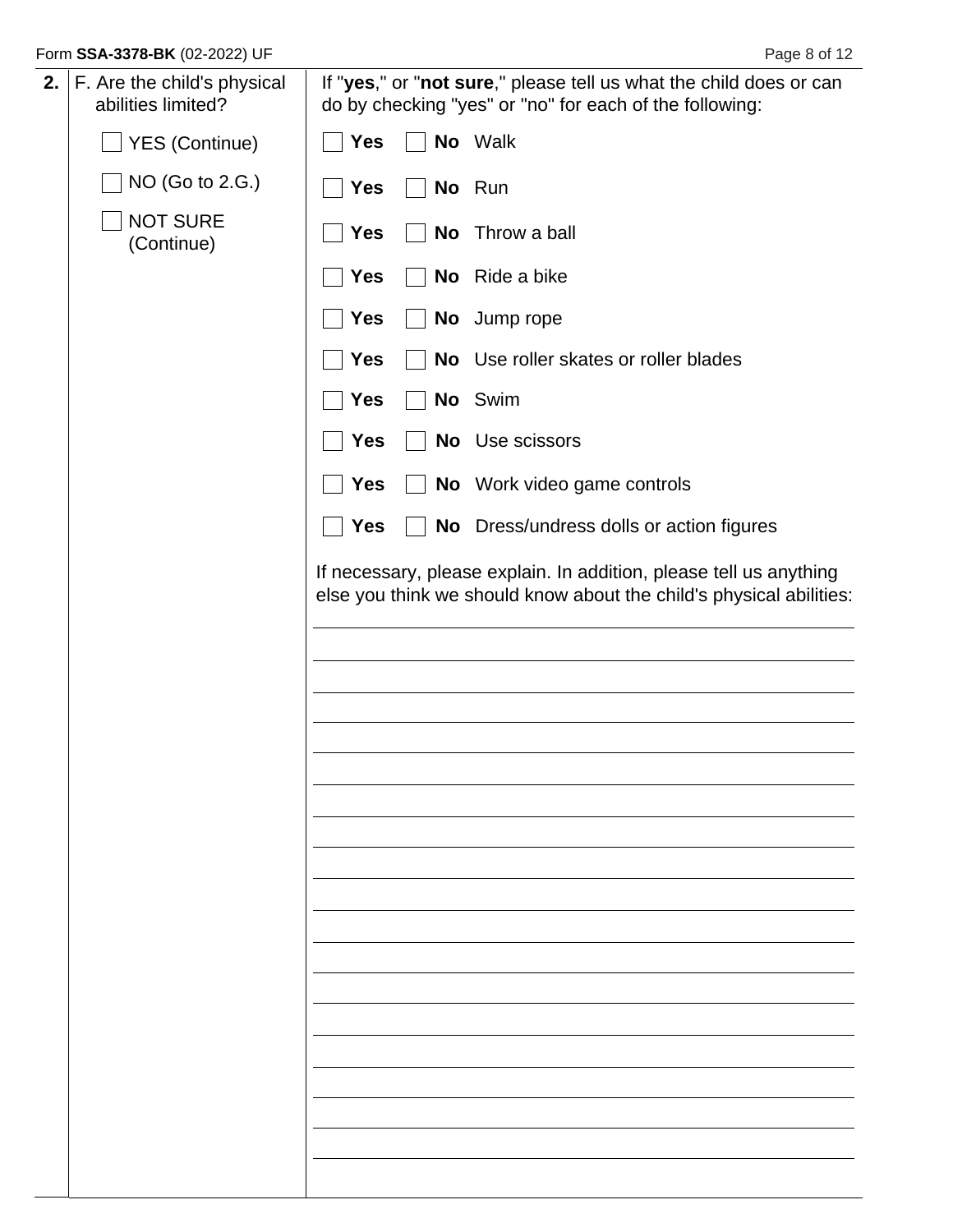**2.** F. Are the child's physical abilities limited?

- ☐ YES (Continue)
- ☐ NO (Go to 2.G.)
- ☐ NOT SURE (Continue)

If "**yes**," or "**not sure**," please tell us what the child does or can do by checking "yes" or "no" for each of the following:

- ☐ **Yes** ☐ **No** Walk
- ☐ **Yes** ☐ **No** Run
- ☐ **Yes** ☐ **No** Throw a ball
- ☐ **Yes** ☐ **No** Ride a bike
- ☐ **Yes** ☐ **No** Jump rope
- ☐ **Yes** ☐ **No** Use roller skates or roller blades
- ☐ **Yes** ☐ **No** Swim
- ☐ **Yes** ☐ **No** Use scissors
- ☐ **Yes** ☐ **No** Work video game controls
- ☐ **Yes** ☐ **No** Dress/undress dolls or action figures

If necessary, please explain. In addition, please tell us anything else you think we should know about the child's physical abilities:

\_\_\_\_\_\_\_\_\_\_\_\_\_\_\_\_\_\_\_\_\_\_\_\_\_\_\_\_\_\_\_\_\_\_\_\_\_\_\_\_\_\_\_\_\_\_\_\_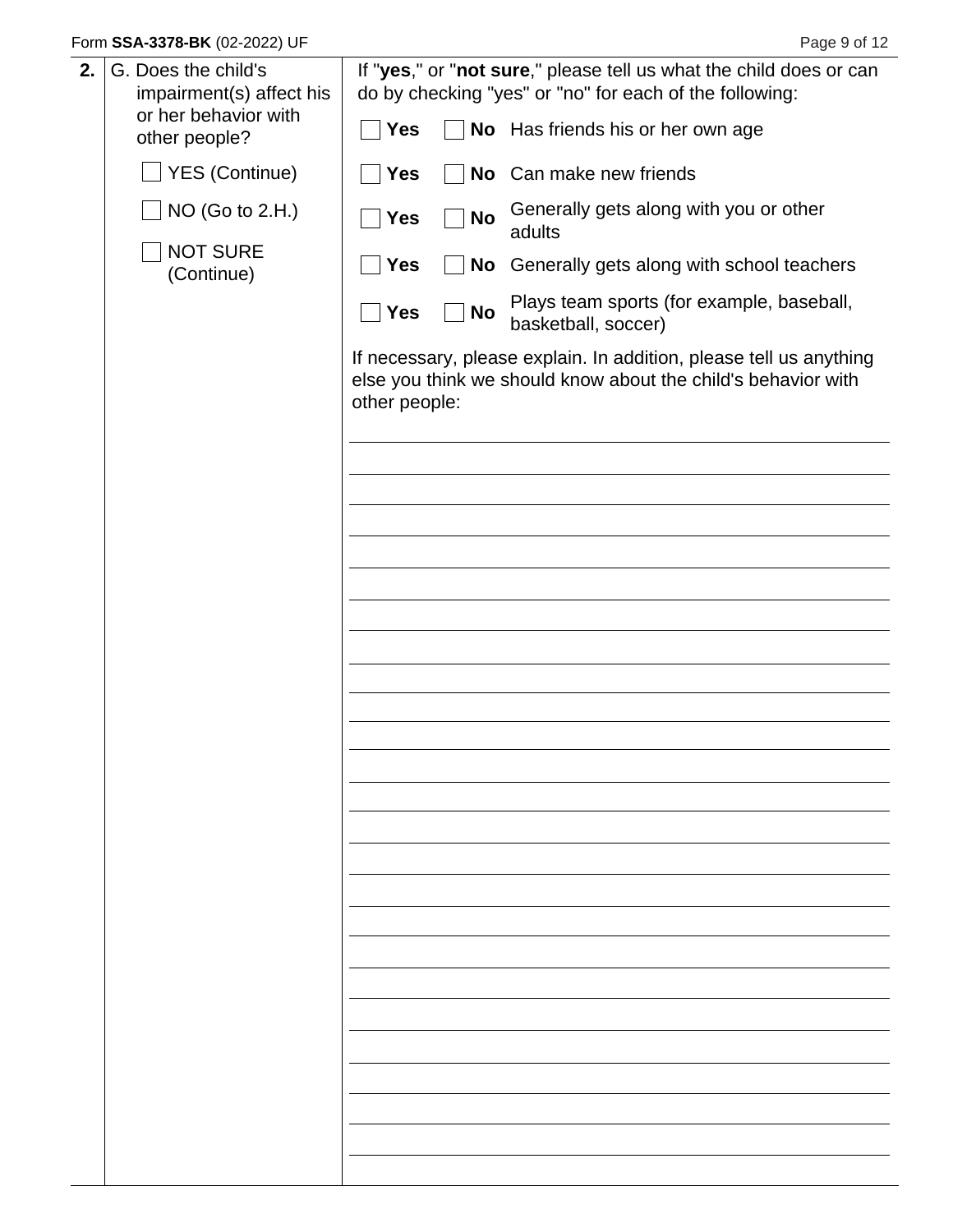**2.** G. Does the child's impairment(s) affect his or her behavior with other people?

- ☐ YES (Continue)
- ☐ NO (Go to 2.H.)
- ☐ NOT SURE (Continue)

If "**yes**," or "**not sure**," please tell us what the child does or can do by checking "yes" or "no" for each of the following:

| | | |
|---|---|---|
| ☐ **Yes** | ☐ **No** | Has friends his or her own age |
| ☐ **Yes** | ☐ **No** | Can make new friends |
| ☐ **Yes** | ☐ **No** | Generally gets along with you or other adults |
| ☐ **Yes** | ☐ **No** | Generally gets along with school teachers |
| ☐ **Yes** | ☐ **No** | Plays team sports (for example, baseball, basketball, soccer) |

If necessary, please explain. In addition, please tell us anything else you think we should know about the child's behavior with other people:

_______________________________________________

_______________________________________________

_______________________________________________

_______________________________________________

_______________________________________________

_______________________________________________

_______________________________________________

_______________________________________________

_______________________________________________

_______________________________________________

_______________________________________________

_______________________________________________

_______________________________________________

_______________________________________________

_______________________________________________

_______________________________________________

_______________________________________________

_______________________________________________

_______________________________________________

_______________________________________________

_______________________________________________

_______________________________________________

_______________________________________________

_______________________________________________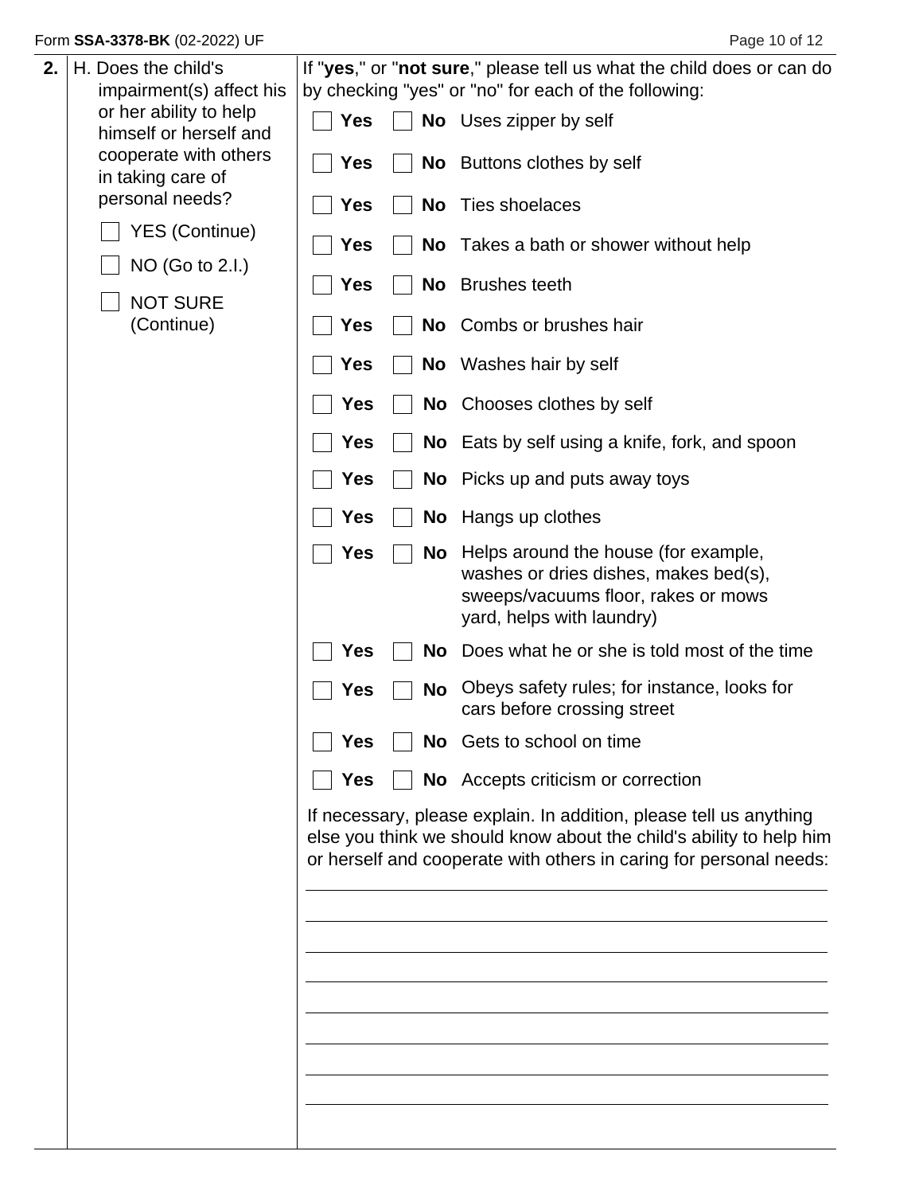**2.** H. Does the child's impairment(s) affect his or her ability to help himself or herself and cooperate with others in taking care of personal needs?

- [ ] YES (Continue)
- [ ] NO (Go to 2.I.)
- [ ] NOT SURE (Continue)

If "**yes**," or "**not sure**," please tell us what the child does or can do by checking "yes" or "no" for each of the following:

| Yes | No | Activity |
|---|---|---|
| [ ] **Yes** | [ ] **No** | Uses zipper by self |
| [ ] **Yes** | [ ] **No** | Buttons clothes by self |
| [ ] **Yes** | [ ] **No** | Ties shoelaces |
| [ ] **Yes** | [ ] **No** | Takes a bath or shower without help |
| [ ] **Yes** | [ ] **No** | Brushes teeth |
| [ ] **Yes** | [ ] **No** | Combs or brushes hair |
| [ ] **Yes** | [ ] **No** | Washes hair by self |
| [ ] **Yes** | [ ] **No** | Chooses clothes by self |
| [ ] **Yes** | [ ] **No** | Eats by self using a knife, fork, and spoon |
| [ ] **Yes** | [ ] **No** | Picks up and puts away toys |
| [ ] **Yes** | [ ] **No** | Hangs up clothes |
| [ ] **Yes** | [ ] **No** | Helps around the house (for example, washes or dries dishes, makes bed(s), sweeps/vacuums floor, rakes or mows yard, helps with laundry) |
| [ ] **Yes** | [ ] **No** | Does what he or she is told most of the time |
| [ ] **Yes** | [ ] **No** | Obeys safety rules; for instance, looks for cars before crossing street |
| [ ] **Yes** | [ ] **No** | Gets to school on time |
| [ ] **Yes** | [ ] **No** | Accepts criticism or correction |

If necessary, please explain. In addition, please tell us anything else you think we should know about the child's ability to help him or herself and cooperate with others in caring for personal needs:

_______________________________________________

_______________________________________________

_______________________________________________

_______________________________________________

_______________________________________________

_______________________________________________

_______________________________________________

_______________________________________________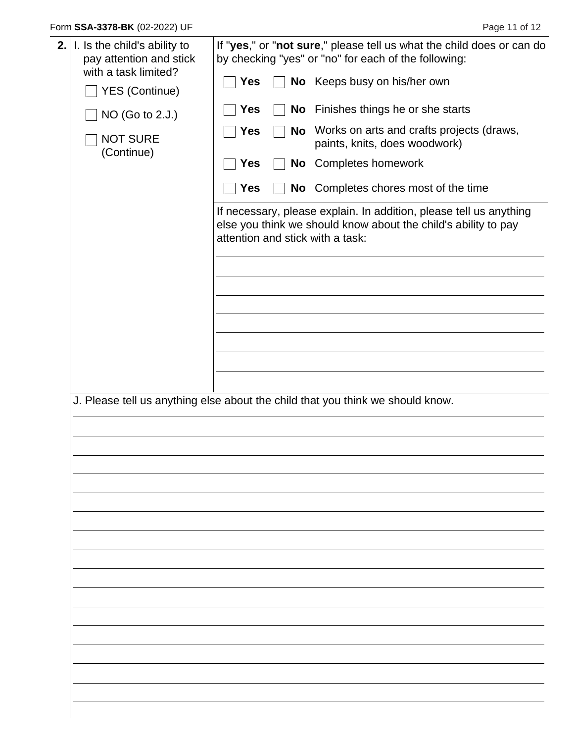**2.** I. Is the child's ability to pay attention and stick with a task limited?

- [ ] YES (Continue)
- [ ] NO (Go to 2.J.)
- [ ] NOT SURE (Continue)

If "**yes**," or "**not sure**," please tell us what the child does or can do by checking "yes" or "no" for each of the following:

| Yes | No | |
|---|---|---|
| [ ] **Yes** | [ ] **No** | Keeps busy on his/her own |
| [ ] **Yes** | [ ] **No** | Finishes things he or she starts |
| [ ] **Yes** | [ ] **No** | Works on arts and crafts projects (draws, paints, knits, does woodwork) |
| [ ] **Yes** | [ ] **No** | Completes homework |
| [ ] **Yes** | [ ] **No** | Completes chores most of the time |

If necessary, please explain. In addition, please tell us anything else you think we should know about the child's ability to pay attention and stick with a task:

_______________________________________________

_______________________________________________

_______________________________________________

_______________________________________________

_______________________________________________

_______________________________________________

_______________________________________________

J. Please tell us anything else about the child that you think we should know.

_______________________________________________

_______________________________________________

_______________________________________________

_______________________________________________

_______________________________________________

_______________________________________________

_______________________________________________

_______________________________________________

_______________________________________________

_______________________________________________

_______________________________________________

_______________________________________________

_______________________________________________

_______________________________________________

_______________________________________________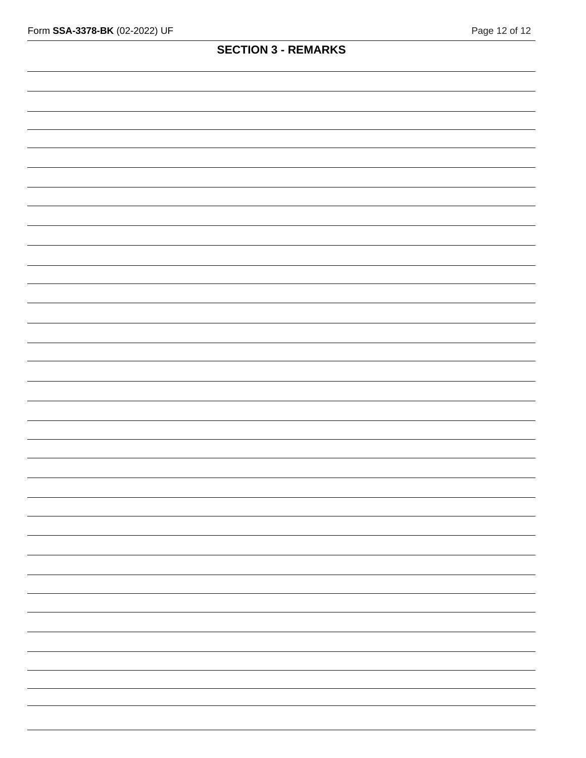## SECTION 3 - REMARKS